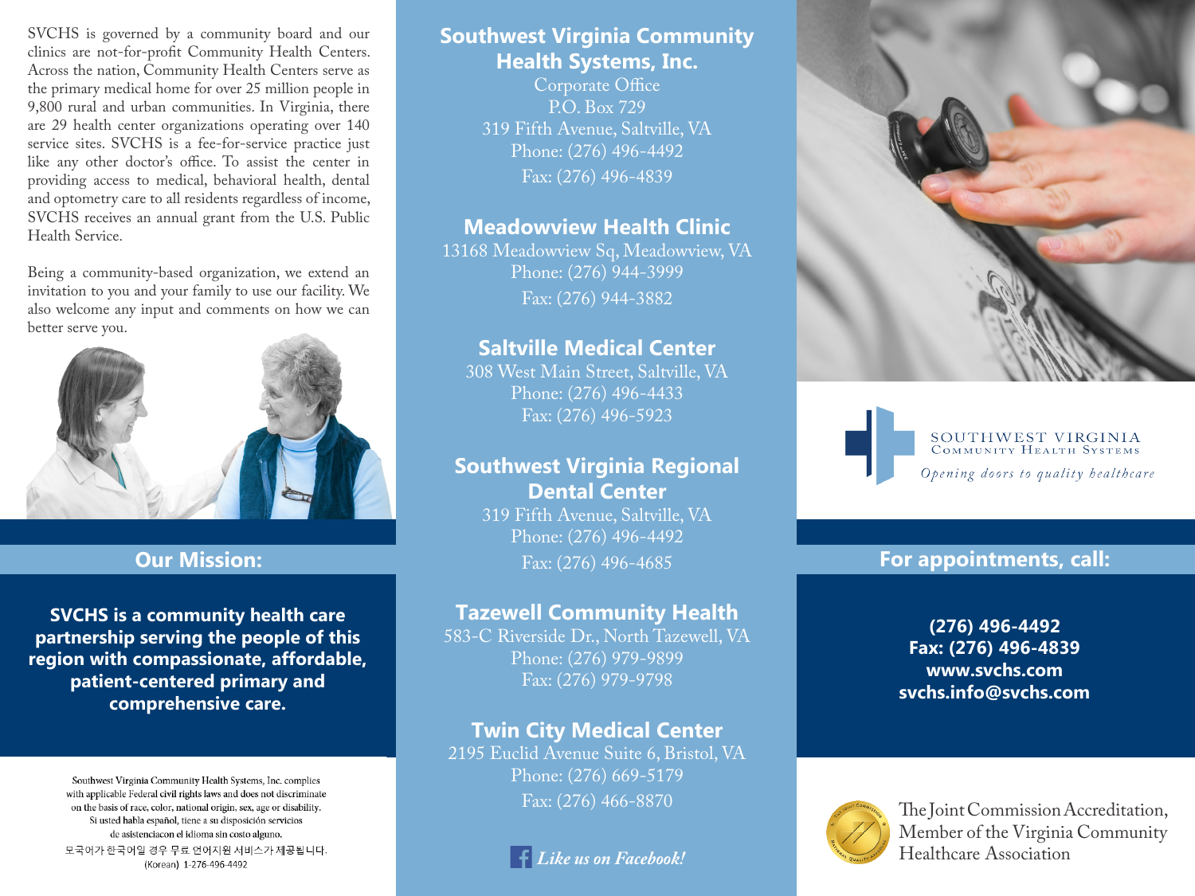SVCHS is governed by a community board and our clinics are not-for-profit Community Health Centers. Across the nation, Community Health Centers serve as the primary medical home for over 25 million people in 9,800 rural and urban communities. In Virginia, there are 29 health center organizations operating over 140 service sites. SVCHS is a fee-for-service practice just like any other doctor's office. To assist the center in providing access to medical, behavioral health, dental and optometry care to all residents regardless of income, SVCHS receives an annual grant from the U.S. Public Health Service.

Being a community-based organization, we extend an invitation to you and your family to use our facility. We also welcome any input and comments on how we can better serve you.

## Our Mission:

**SVCHS is a community health care partnership serving the people of this region with compassionate, affordable, patient-centered primary and comprehensive care.**

Southwest Virginia Community Health Systems, Inc. complies with applicable Federal civil rights laws and does not discriminate on the basis of race, color, national origin, sex, age or disability.
Si usted habla español, tiene a su disposición servicios de asistenciacon el idioma sin costo alguno.
모국어가 한국어일 경우 무료 언어지원 서비스가 제공됩니다.
(Korean) 1-276-496-4492

## Southwest Virginia Community Health Systems, Inc.

Corporate Office
P.O. Box 729
319 Fifth Avenue, Saltville, VA
Phone: (276) 496-4492
Fax: (276) 496-4839

### Meadowview Health Clinic

13168 Meadowview Sq, Meadowview, VA
Phone: (276) 944-3999
Fax: (276) 944-3882

### Saltville Medical Center

308 West Main Street, Saltville, VA
Phone: (276) 496-4433
Fax: (276) 496-5923

### Southwest Virginia Regional Dental Center

319 Fifth Avenue, Saltville, VA
Phone: (276) 496-4492
Fax: (276) 496-4685

### Tazewell Community Health

583-C Riverside Dr., North Tazewell, VA
Phone: (276) 979-9899
Fax: (276) 979-9798

### Twin City Medical Center

2195 Euclid Avenue Suite 6, Bristol, VA
Phone: (276) 669-5179
Fax: (276) 466-8870

*Like us on Facebook!*

SOUTHWEST VIRGINIA
COMMUNITY HEALTH SYSTEMS
*Opening doors to quality healthcare*

## For appointments, call:

**(276) 496-4492**
**Fax: (276) 496-4839**
**www.svchs.com**
**svchs.info@svchs.com**

The Joint Commission Accreditation, Member of the Virginia Community Healthcare Association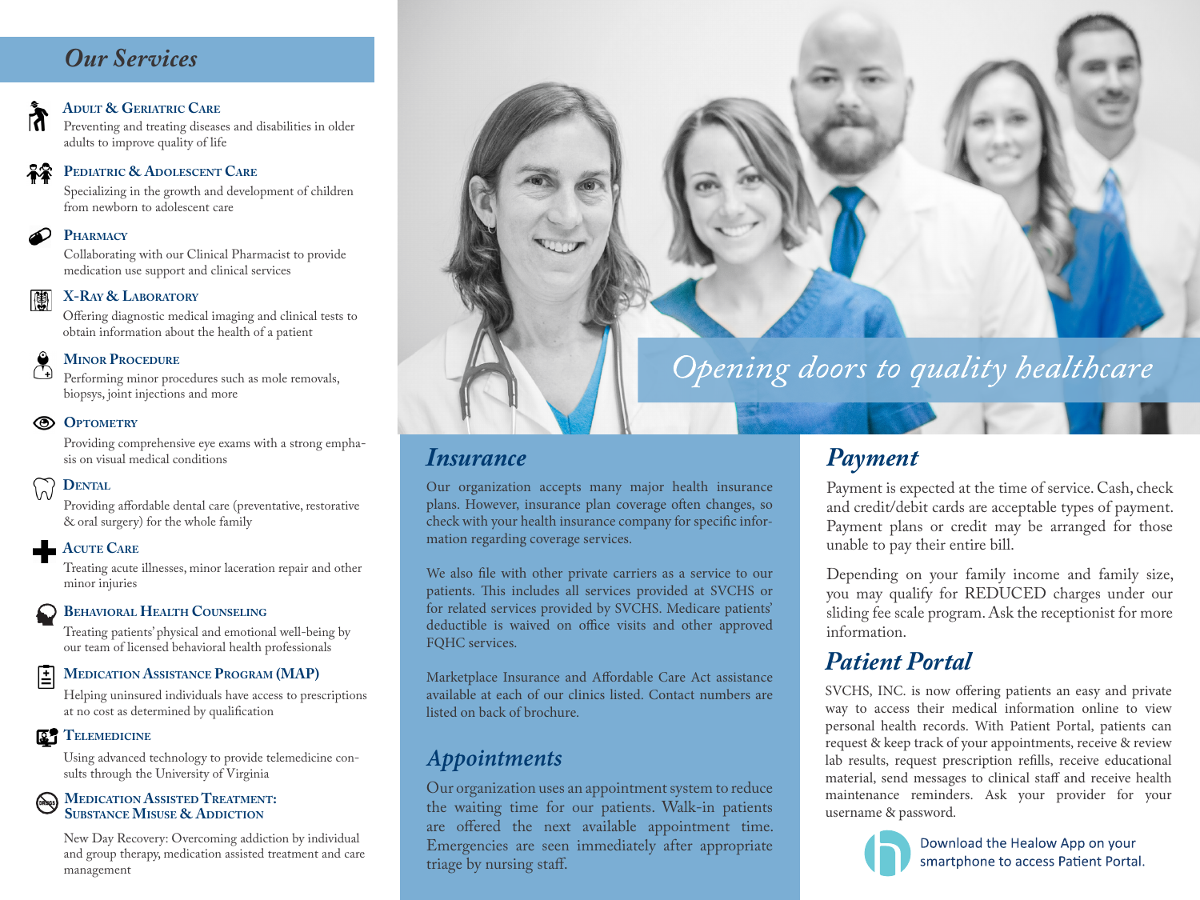## *Our Services*

### Adult & Geriatric Care

Preventing and treating diseases and disabilities in older adults to improve quality of life

### Pediatric & Adolescent Care

Specializing in the growth and development of children from newborn to adolescent care

### Pharmacy

Collaborating with our Clinical Pharmacist to provide medication use support and clinical services

### X-Ray & Laboratory

Offering diagnostic medical imaging and clinical tests to obtain information about the health of a patient

### Minor Procedure

Performing minor procedures such as mole removals, biopsys, joint injections and more

### Optometry

Providing comprehensive eye exams with a strong emphasis on visual medical conditions

### Dental

Providing affordable dental care (preventative, restorative & oral surgery) for the whole family

### Acute Care

Treating acute illnesses, minor laceration repair and other minor injuries

### Behavioral Health Counseling

Treating patients' physical and emotional well-being by our team of licensed behavioral health professionals

### Medication Assistance Program (MAP)

Helping uninsured individuals have access to prescriptions at no cost as determined by qualification

### Telemedicine

Using advanced technology to provide telemedicine consults through the University of Virginia

### Medication Assisted Treatment: Substance Misuse & Addiction

New Day Recovery: Overcoming addiction by individual and group therapy, medication assisted treatment and care management

*Opening doors to quality healthcare*

## *Insurance*

Our organization accepts many major health insurance plans. However, insurance plan coverage often changes, so check with your health insurance company for specific information regarding coverage services.

We also file with other private carriers as a service to our patients. This includes all services provided at SVCHS or for related services provided by SVCHS. Medicare patients' deductible is waived on office visits and other approved FQHC services.

Marketplace Insurance and Affordable Care Act assistance available at each of our clinics listed. Contact numbers are listed on back of brochure.

## *Appointments*

Our organization uses an appointment system to reduce the waiting time for our patients. Walk-in patients are offered the next available appointment time. Emergencies are seen immediately after appropriate triage by nursing staff.

## *Payment*

Payment is expected at the time of service. Cash, check and credit/debit cards are acceptable types of payment. Payment plans or credit may be arranged for those unable to pay their entire bill.

Depending on your family income and family size, you may qualify for REDUCED charges under our sliding fee scale program. Ask the receptionist for more information.

## *Patient Portal*

SVCHS, INC. is now offering patients an easy and private way to access their medical information online to view personal health records. With Patient Portal, patients can request & keep track of your appointments, receive & review lab results, request prescription refills, receive educational material, send messages to clinical staff and receive health maintenance reminders. Ask your provider for your username & password.

Download the Healow App on your smartphone to access Patient Portal.